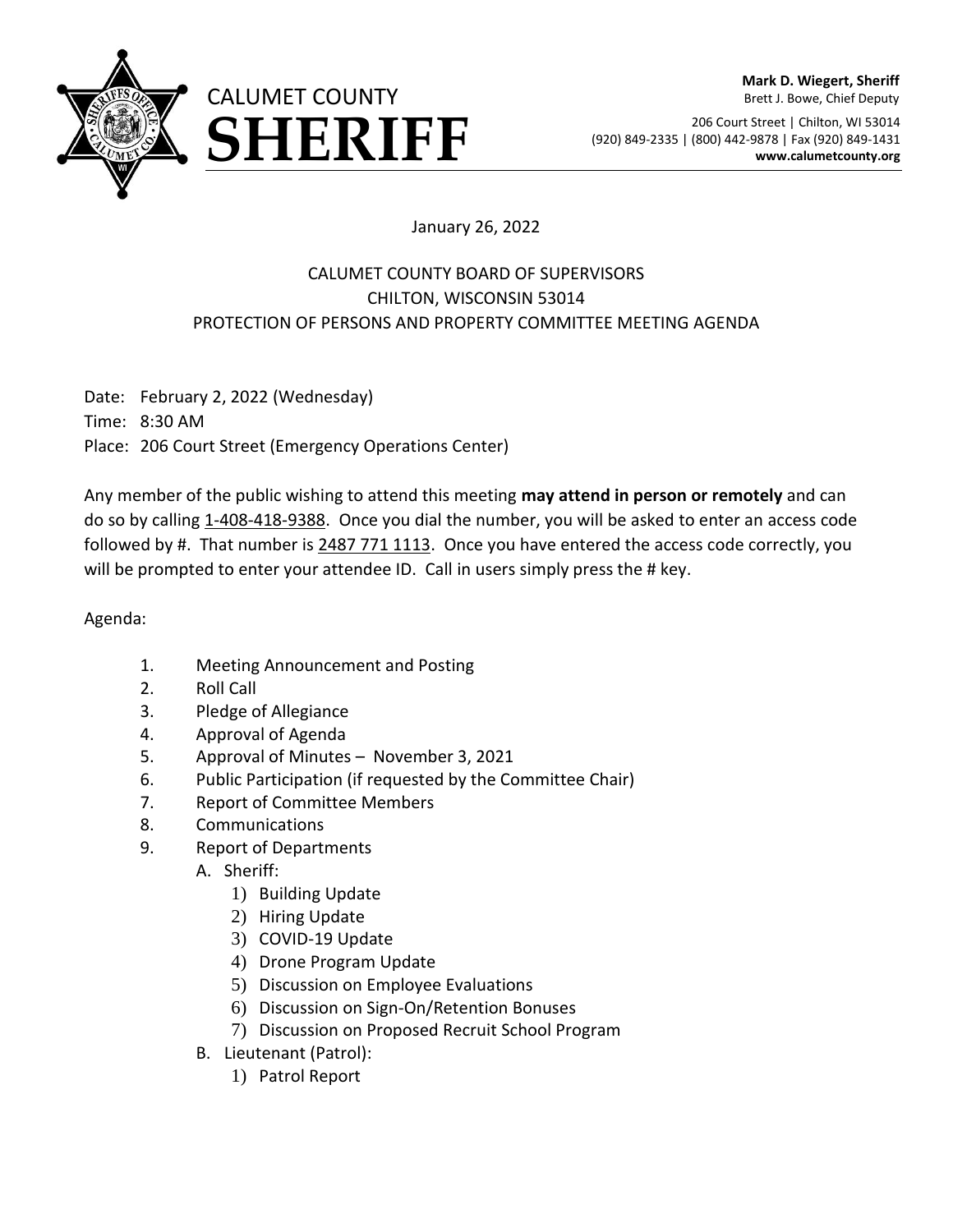CALUMET COUNTY
# SHERIFF

**Mark D. Wiegert, Sheriff**
Brett J. Bowe, Chief Deputy

206 Court Street | Chilton, WI 53014
(920) 849-2335 | (800) 442-9878 | Fax (920) 849-1431
**www.calumetcounty.org**

January 26, 2022

CALUMET COUNTY BOARD OF SUPERVISORS
CHILTON, WISCONSIN 53014
PROTECTION OF PERSONS AND PROPERTY COMMITTEE MEETING AGENDA

Date: February 2, 2022 (Wednesday)
Time: 8:30 AM
Place: 206 Court Street (Emergency Operations Center)

Any member of the public wishing to attend this meeting **may attend in person or remotely** and can do so by calling 1-408-418-9388. Once you dial the number, you will be asked to enter an access code followed by #. That number is 2487 771 1113. Once you have entered the access code correctly, you will be prompted to enter your attendee ID. Call in users simply press the # key.

Agenda:

1. Meeting Announcement and Posting
2. Roll Call
3. Pledge of Allegiance
4. Approval of Agenda
5. Approval of Minutes – November 3, 2021
6. Public Participation (if requested by the Committee Chair)
7. Report of Committee Members
8. Communications
9. Report of Departments
   - A. Sheriff:
     1) Building Update
     2) Hiring Update
     3) COVID-19 Update
     4) Drone Program Update
     5) Discussion on Employee Evaluations
     6) Discussion on Sign-On/Retention Bonuses
     7) Discussion on Proposed Recruit School Program
   - B. Lieutenant (Patrol):
     1) Patrol Report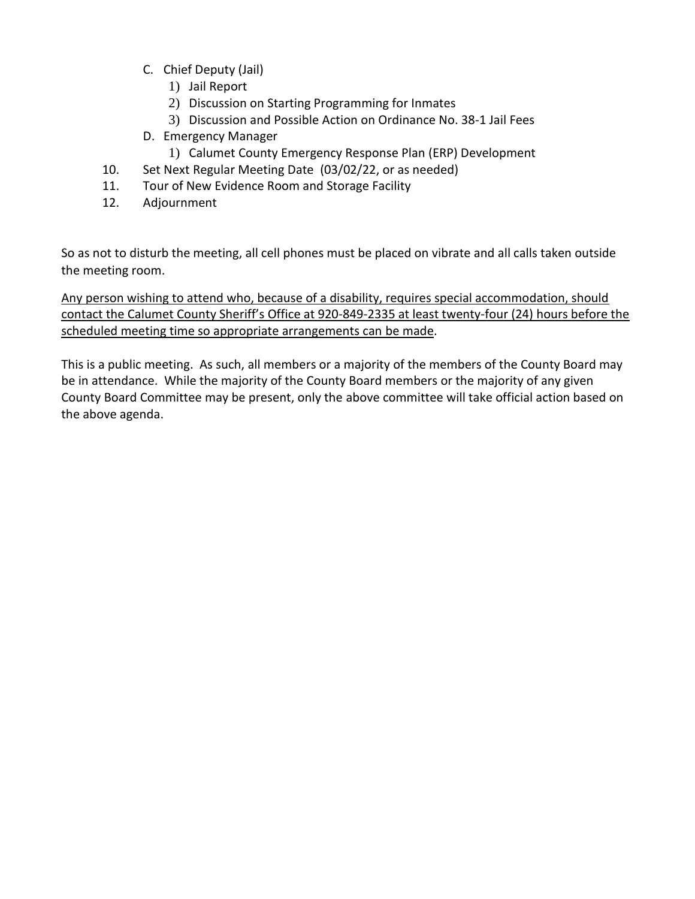C. Chief Deputy (Jail)
   1) Jail Report
   2) Discussion on Starting Programming for Inmates
   3) Discussion and Possible Action on Ordinance No. 38-1 Jail Fees

D. Emergency Manager
   1) Calumet County Emergency Response Plan (ERP) Development

10. Set Next Regular Meeting Date (03/02/22, or as needed)
11. Tour of New Evidence Room and Storage Facility
12. Adjournment

So as not to disturb the meeting, all cell phones must be placed on vibrate and all calls taken outside the meeting room.

Any person wishing to attend who, because of a disability, requires special accommodation, should contact the Calumet County Sheriff's Office at 920-849-2335 at least twenty-four (24) hours before the scheduled meeting time so appropriate arrangements can be made.

This is a public meeting. As such, all members or a majority of the members of the County Board may be in attendance. While the majority of the County Board members or the majority of any given County Board Committee may be present, only the above committee will take official action based on the above agenda.